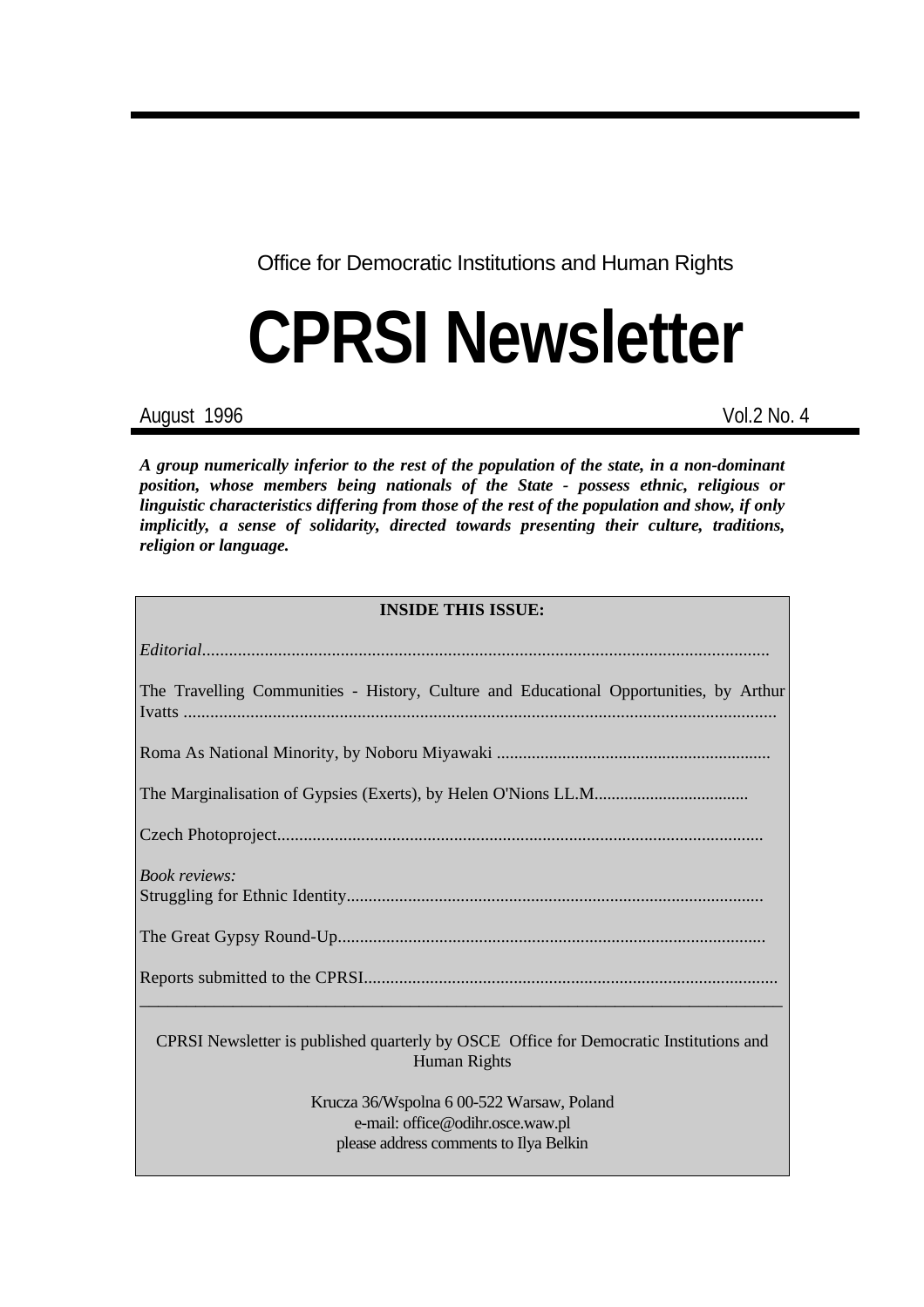Office for Democratic Institutions and Human Rights

# CPRSI Newsletter

August 1996 Vol.2 No. 4

***A group numerically inferior to the rest of the population of the state, in a non-dominant position, whose members being nationals of the State - possess ethnic, religious or linguistic characteristics differing from those of the rest of the population and show, if only implicitly, a sense of solidarity, directed towards presenting their culture, traditions, religion or language.***

**INSIDE THIS ISSUE:**

*Editorial*..............................................................................................................................

The Travelling Communities - History, Culture and Educational Opportunities, by Arthur Ivatts ....................................................................................................................................

Roma As National Minority, by Noboru Miyawaki ..............................................................

The Marginalisation of Gypsies (Exerts), by Helen O'Nions LL.M...................................

Czech Photoproject............................................................................................................

*Book reviews:*
Struggling for Ethnic Identity.............................................................................................

The Great Gypsy Round-Up................................................................................................

Reports submitted to the CPRSI............................................................................................

---

CPRSI Newsletter is published quarterly by OSCE Office for Democratic Institutions and Human Rights

Krucza 36/Wspolna 6 00-522 Warsaw, Poland
e-mail: office@odihr.osce.waw.pl
please address comments to Ilya Belkin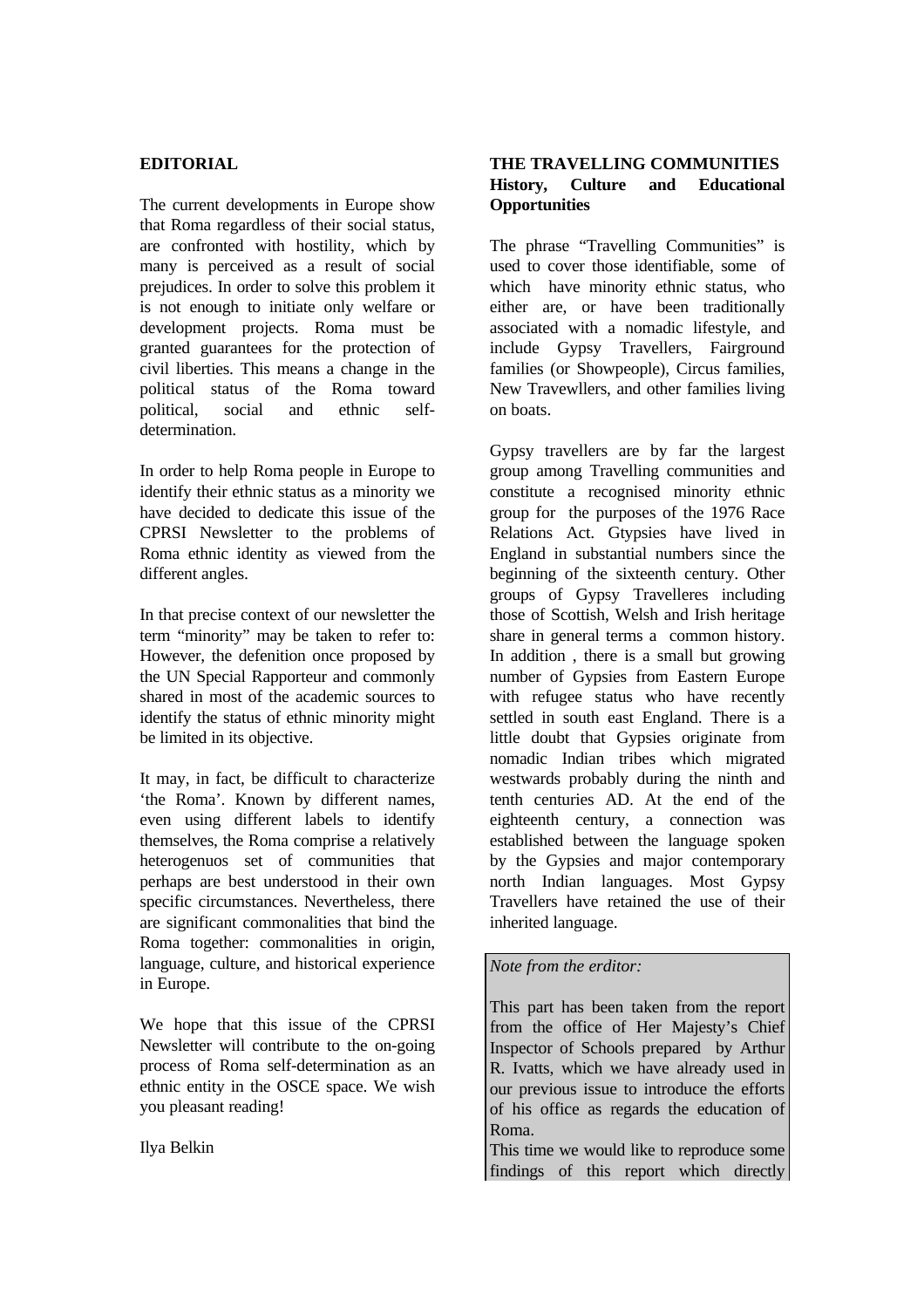**EDITORIAL**

The current developments in Europe show that Roma regardless of their social status, are confronted with hostility, which by many is perceived as a result of social prejudices. In order to solve this problem it is not enough to initiate only welfare or development projects. Roma must be granted guarantees for the protection of civil liberties. This means a change in the political status of the Roma toward political, social and ethnic self-determination.

In order to help Roma people in Europe to identify their ethnic status as a minority we have decided to dedicate this issue of the CPRSI Newsletter to the problems of Roma ethnic identity as viewed from the different angles.

In that precise context of our newsletter the term "minority" may be taken to refer to: However, the defenition once proposed by the UN Special Rapporteur and commonly shared in most of the academic sources to identify the status of ethnic minority might be limited in its objective.

It may, in fact, be difficult to characterize 'the Roma'. Known by different names, even using different labels to identify themselves, the Roma comprise a relatively heterogenuos set of communities that perhaps are best understood in their own specific circumstances. Nevertheless, there are significant commonalities that bind the Roma together: commonalities in origin, language, culture, and historical experience in Europe.

We hope that this issue of the CPRSI Newsletter will contribute to the on-going process of Roma self-determination as an ethnic entity in the OSCE space. We wish you pleasant reading!

Ilya Belkin

**THE TRAVELLING COMMUNITIES**
**History, Culture and Educational Opportunities**

The phrase "Travelling Communities" is used to cover those identifiable, some of which have minority ethnic status, who either are, or have been traditionally associated with a nomadic lifestyle, and include Gypsy Travellers, Fairground families (or Showpeople), Circus families, New Travewllers, and other families living on boats.

Gypsy travellers are by far the largest group among Travelling communities and constitute a recognised minority ethnic group for the purposes of the 1976 Race Relations Act. Gtypsies have lived in England in substantial numbers since the beginning of the sixteenth century. Other groups of Gypsy Travelleres including those of Scottish, Welsh and Irish heritage share in general terms a common history. In addition , there is a small but growing number of Gypsies from Eastern Europe with refugee status who have recently settled in south east England. There is a little doubt that Gypsies originate from nomadic Indian tribes which migrated westwards probably during the ninth and tenth centuries AD. At the end of the eighteenth century, a connection was established between the language spoken by the Gypsies and major contemporary north Indian languages. Most Gypsy Travellers have retained the use of their inherited language.

*Note from the erditor:*

This part has been taken from the report from the office of Her Majesty's Chief Inspector of Schools prepared by Arthur R. Ivatts, which we have already used in our previous issue to introduce the efforts of his office as regards the education of Roma.
This time we would like to reproduce some findings of this report which directly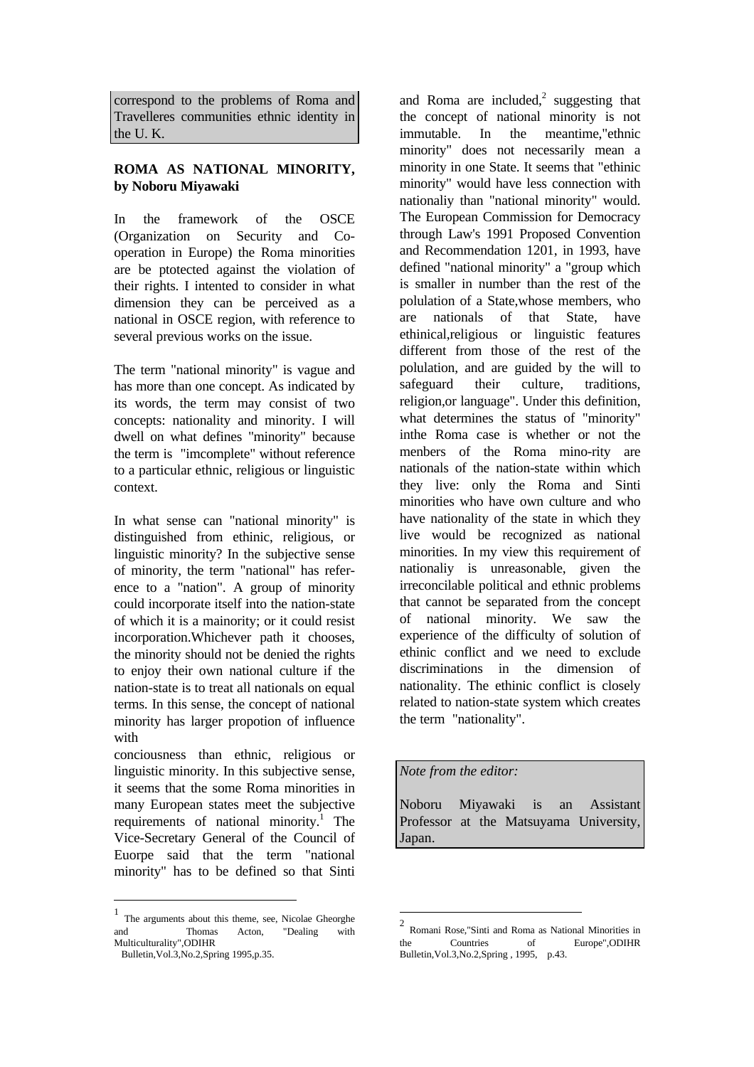correspond to the problems of Roma and Travelleres communities ethnic identity in the U. K.

**ROMA AS NATIONAL MINORITY, by Noboru Miyawaki**

In the framework of the OSCE (Organization on Security and Co-operation in Europe) the Roma minorities are be ptotected against the violation of their rights. I intented to consider in what dimension they can be perceived as a national in OSCE region, with reference to several previous works on the issue.

The term "national minority" is vague and has more than one concept. As indicated by its words, the term may consist of two concepts: nationality and minority. I will dwell on what defines "minority" because the term is "imcomplete" without reference to a particular ethnic, religious or linguistic context.

In what sense can "national minority" is distinguished from ethinic, religious, or linguistic minority? In the subjective sense of minority, the term "national" has reference to a "nation". A group of minority could incorporate itself into the nation-state of which it is a mainority; or it could resist incorporation.Whichever path it chooses, the minority should not be denied the rights to enjoy their own national culture if the nation-state is to treat all nationals on equal terms. In this sense, the concept of national minority has larger propotion of influence with conciousness than ethnic, religious or linguistic minority. In this subjective sense, it seems that the some Roma minorities in many European states meet the subjective requirements of national minority.[1] The Vice-Secretary General of the Council of Euorpe said that the term "national minority" has to be defined so that Sinti and Roma are included,[2] suggesting that the concept of national minority is not immutable. In the meantime,"ethnic minority" does not necessarily mean a minority in one State. It seems that "ethinic minority" would have less connection with nationaliy than "national minority" would. The European Commission for Democracy through Law's 1991 Proposed Convention and Recommendation 1201, in 1993, have defined "national minority" a "group which is smaller in number than the rest of the polulation of a State,whose members, who are nationals of that State, have ethinical,religious or linguistic features different from those of the rest of the polulation, and are guided by the will to safeguard their culture, traditions, religion,or language". Under this definition, what determines the status of "minority" inthe Roma case is whether or not the menbers of the Roma mino-rity are nationals of the nation-state within which they live: only the Roma and Sinti minorities who have own culture and who have nationality of the state in which they live would be recognized as national minorities. In my view this requirement of nationaliy is unreasonable, given the irreconcilable political and ethnic problems that cannot be separated from the concept of national minority. We saw the experience of the difficulty of solution of ethinic conflict and we need to exclude discriminations in the dimension of nationality. The ethinic conflict is closely related to nation-state system which creates the term "nationality".

*Note from the editor:*

Noboru Miyawaki is an Assistant Professor at the Matsuyama University, Japan.

---

[1] The arguments about this theme, see, Nicolae Gheorghe and Thomas Acton, "Dealing with Multiculturality",ODIHR Bulletin,Vol.3,No.2,Spring 1995,p.35.

[2] Romani Rose,"Sinti and Roma as National Minorities in the Countries of Europe",ODIHR Bulletin,Vol.3,No.2,Spring , 1995, p.43.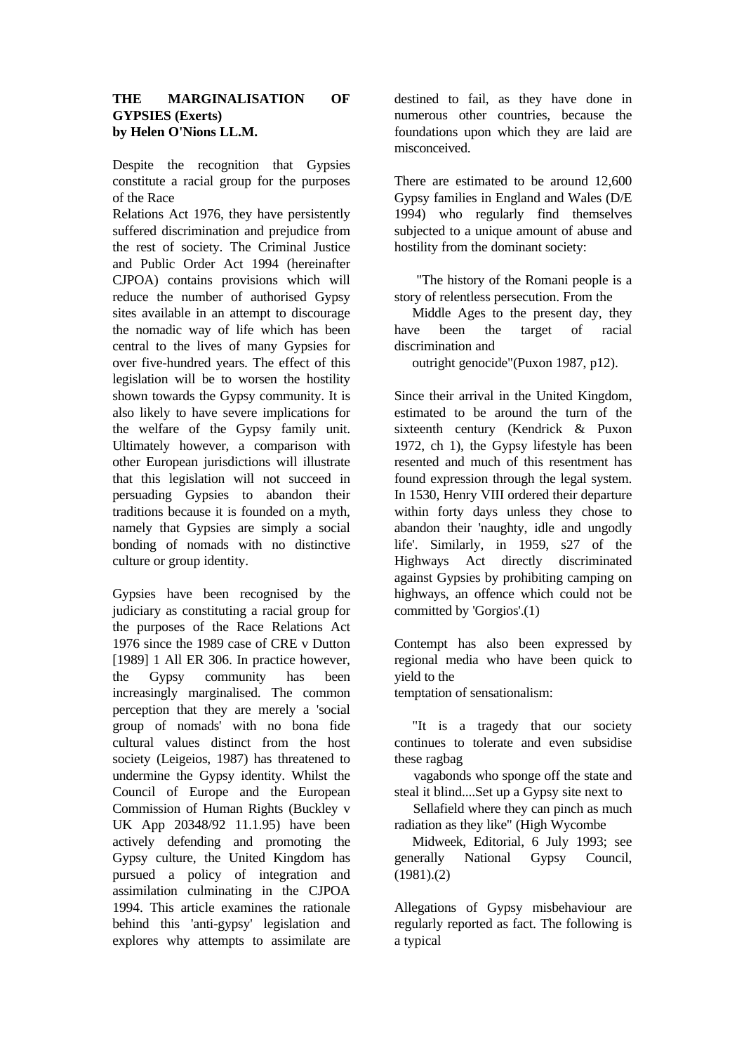**THE MARGINALISATION OF GYPSIES (Exerts)**
**by Helen O'Nions LL.M.**

Despite the recognition that Gypsies constitute a racial group for the purposes of the Race Relations Act 1976, they have persistently suffered discrimination and prejudice from the rest of society. The Criminal Justice and Public Order Act 1994 (hereinafter CJPOA) contains provisions which will reduce the number of authorised Gypsy sites available in an attempt to discourage the nomadic way of life which has been central to the lives of many Gypsies for over five-hundred years. The effect of this legislation will be to worsen the hostility shown towards the Gypsy community. It is also likely to have severe implications for the welfare of the Gypsy family unit. Ultimately however, a comparison with other European jurisdictions will illustrate that this legislation will not succeed in persuading Gypsies to abandon their traditions because it is founded on a myth, namely that Gypsies are simply a social bonding of nomads with no distinctive culture or group identity.

Gypsies have been recognised by the judiciary as constituting a racial group for the purposes of the Race Relations Act 1976 since the 1989 case of CRE v Dutton [1989] 1 All ER 306. In practice however, the Gypsy community has been increasingly marginalised. The common perception that they are merely a 'social group of nomads' with no bona fide cultural values distinct from the host society (Leigeios, 1987) has threatened to undermine the Gypsy identity. Whilst the Council of Europe and the European Commission of Human Rights (Buckley v UK App 20348/92 11.1.95) have been actively defending and promoting the Gypsy culture, the United Kingdom has pursued a policy of integration and assimilation culminating in the CJPOA 1994. This article examines the rationale behind this 'anti-gypsy' legislation and explores why attempts to assimilate are destined to fail, as they have done in numerous other countries, because the foundations upon which they are laid are misconceived.

There are estimated to be around 12,600 Gypsy families in England and Wales (D/E 1994) who regularly find themselves subjected to a unique amount of abuse and hostility from the dominant society:

> "The history of the Romani people is a story of relentless persecution. From the Middle Ages to the present day, they have been the target of racial discrimination and outright genocide"(Puxon 1987, p12).

Since their arrival in the United Kingdom, estimated to be around the turn of the sixteenth century (Kendrick & Puxon 1972, ch 1), the Gypsy lifestyle has been resented and much of this resentment has found expression through the legal system. In 1530, Henry VIII ordered their departure within forty days unless they chose to abandon their 'naughty, idle and ungodly life'. Similarly, in 1959, s27 of the Highways Act directly discriminated against Gypsies by prohibiting camping on highways, an offence which could not be committed by 'Gorgios'.(1)

Contempt has also been expressed by regional media who have been quick to yield to the temptation of sensationalism:

> "It is a tragedy that our society continues to tolerate and even subsidise these ragbag vagabonds who sponge off the state and steal it blind....Set up a Gypsy site next to Sellafield where they can pinch as much radiation as they like" (High Wycombe Midweek, Editorial, 6 July 1993; see generally National Gypsy Council, (1981).(2)

Allegations of Gypsy misbehaviour are regularly reported as fact. The following is a typical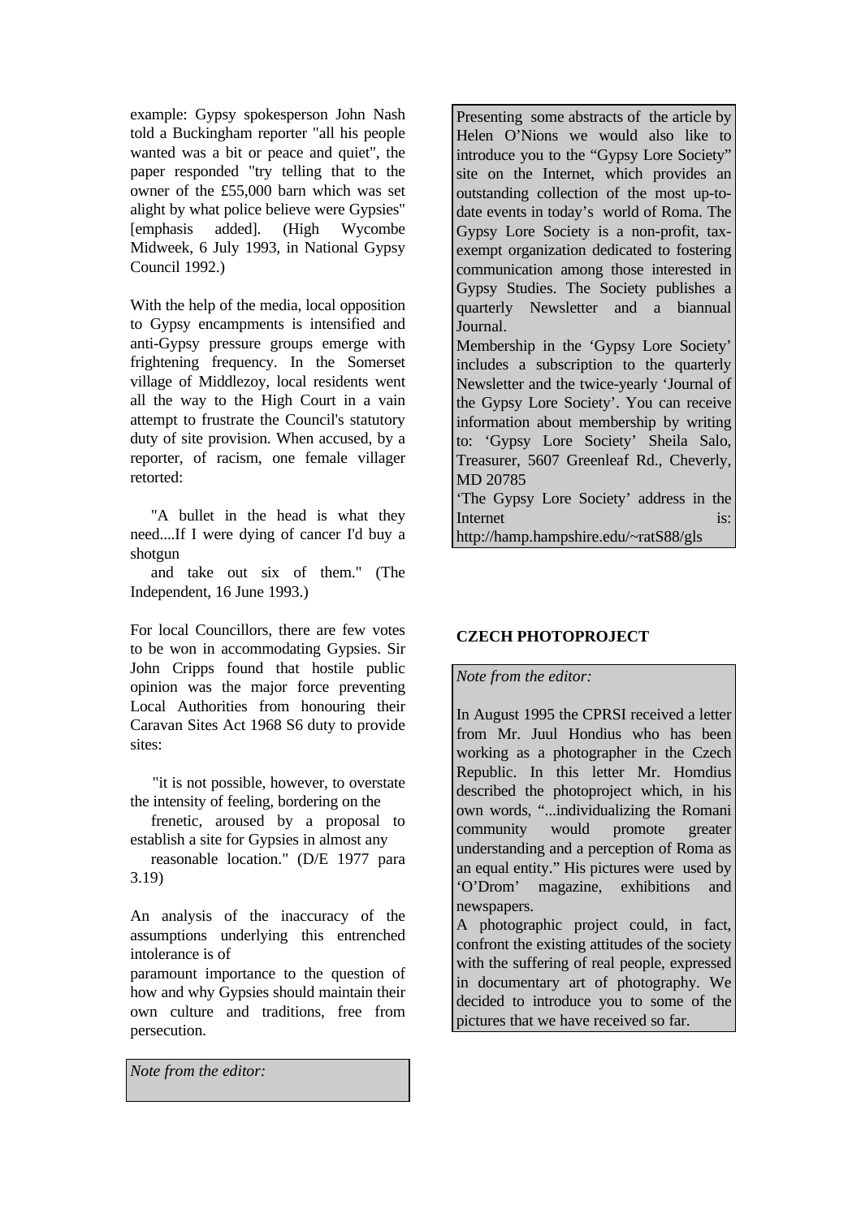example: Gypsy spokesperson John Nash told a Buckingham reporter "all his people wanted was a bit or peace and quiet", the paper responded "try telling that to the owner of the £55,000 barn which was set alight by what police believe were Gypsies" [emphasis added]. (High Wycombe Midweek, 6 July 1993, in National Gypsy Council 1992.)

With the help of the media, local opposition to Gypsy encampments is intensified and anti-Gypsy pressure groups emerge with frightening frequency. In the Somerset village of Middlezoy, local residents went all the way to the High Court in a vain attempt to frustrate the Council's statutory duty of site provision. When accused, by a reporter, of racism, one female villager retorted:

> "A bullet in the head is what they need....If I were dying of cancer I'd buy a shotgun
> and take out six of them." (The Independent, 16 June 1993.)

For local Councillors, there are few votes to be won in accommodating Gypsies. Sir John Cripps found that hostile public opinion was the major force preventing Local Authorities from honouring their Caravan Sites Act 1968 S6 duty to provide sites:

> "it is not possible, however, to overstate the intensity of feeling, bordering on the
> frenetic, aroused by a proposal to establish a site for Gypsies in almost any
> reasonable location." (D/E 1977 para 3.19)

An analysis of the inaccuracy of the assumptions underlying this entrenched intolerance is of
paramount importance to the question of how and why Gypsies should maintain their own culture and traditions, free from persecution.

*Note from the editor:*

Presenting some abstracts of the article by Helen O'Nions we would also like to introduce you to the "Gypsy Lore Society" site on the Internet, which provides an outstanding collection of the most up-to-date events in today's world of Roma. The Gypsy Lore Society is a non-profit, tax-exempt organization dedicated to fostering communication among those interested in Gypsy Studies. The Society publishes a quarterly Newsletter and a biannual Journal.
Membership in the 'Gypsy Lore Society' includes a subscription to the quarterly Newsletter and the twice-yearly 'Journal of the Gypsy Lore Society'. You can receive information about membership by writing to: 'Gypsy Lore Society' Sheila Salo, Treasurer, 5607 Greenleaf Rd., Cheverly, MD 20785
'The Gypsy Lore Society' address in the Internet is:
http://hamp.hampshire.edu/~ratS88/gls

## CZECH PHOTOPROJECT

*Note from the editor:*

In August 1995 the CPRSI received a letter from Mr. Juul Hondius who has been working as a photographer in the Czech Republic. In this letter Mr. Homdius described the photoproject which, in his own words, "...individualizing the Romani community would promote greater understanding and a perception of Roma as an equal entity." His pictures were used by 'O'Drom' magazine, exhibitions and newspapers.
A photographic project could, in fact, confront the existing attitudes of the society with the suffering of real people, expressed in documentary art of photography. We decided to introduce you to some of the pictures that we have received so far.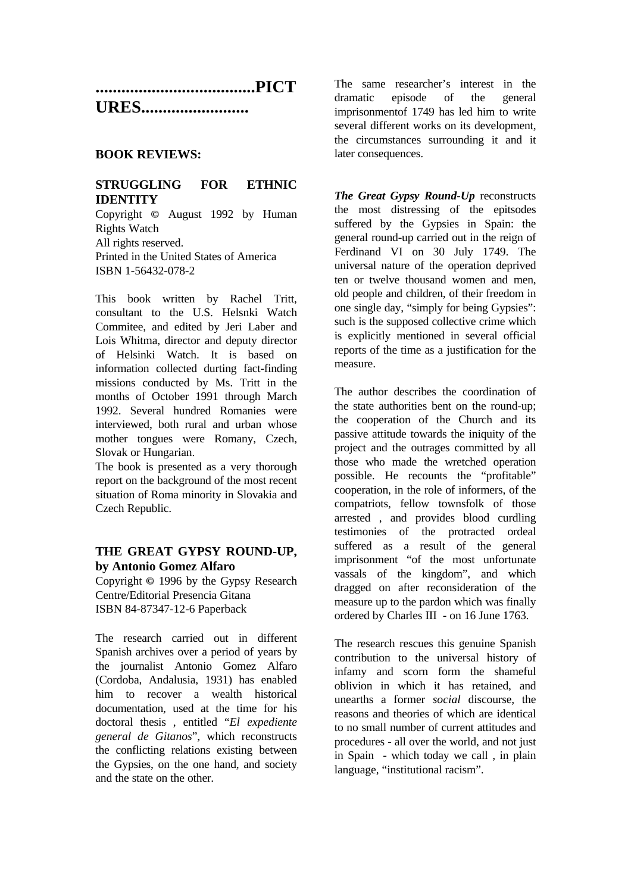# .....................................PICTURES........................

## BOOK REVIEWS:

### STRUGGLING FOR ETHNIC IDENTITY

Copyright © August 1992 by Human Rights Watch
All rights reserved.
Printed in the United States of America
ISBN 1-56432-078-2

This book written by Rachel Tritt, consultant to the U.S. Helsnki Watch Commitee, and edited by Jeri Laber and Lois Whitma, director and deputy director of Helsinki Watch. It is based on information collected durting fact-finding missions conducted by Ms. Tritt in the months of October 1991 through March 1992. Several hundred Romanies were interviewed, both rural and urban whose mother tongues were Romany, Czech, Slovak or Hungarian.
The book is presented as a very thorough report on the background of the most recent situation of Roma minority in Slovakia and Czech Republic.

### THE GREAT GYPSY ROUND-UP, by Antonio Gomez Alfaro

Copyright © 1996 by the Gypsy Research Centre/Editorial Presencia Gitana
ISBN 84-87347-12-6 Paperback

The research carried out in different Spanish archives over a period of years by the journalist Antonio Gomez Alfaro (Cordoba, Andalusia, 1931) has enabled him to recover a wealth historical documentation, used at the time for his doctoral thesis , entitled "*El expediente general de Gitanos*", which reconstructs the conflicting relations existing between the Gypsies, on the one hand, and society and the state on the other.

The same researcher's interest in the dramatic episode of the general imprisonmentof 1749 has led him to write several different works on its development, the circumstances surrounding it and it later consequences.

***The Great Gypsy Round-Up*** reconstructs the most distressing of the epitsodes suffered by the Gypsies in Spain: the general round-up carried out in the reign of Ferdinand VI on 30 July 1749. The universal nature of the operation deprived ten or twelve thousand women and men, old people and children, of their freedom in one single day, "simply for being Gypsies": such is the supposed collective crime which is explicitly mentioned in several official reports of the time as a justification for the measure.

The author describes the coordination of the state authorities bent on the round-up; the cooperation of the Church and its passive attitude towards the iniquity of the project and the outrages committed by all those who made the wretched operation possible. He recounts the "profitable" cooperation, in the role of informers, of the compatriots, fellow townsfolk of those arrested , and provides blood curdling testimonies of the protracted ordeal suffered as a result of the general imprisonment "of the most unfortunate vassals of the kingdom", and which dragged on after reconsideration of the measure up to the pardon which was finally ordered by Charles III - on 16 June 1763.

The research rescues this genuine Spanish contribution to the universal history of infamy and scorn form the shameful oblivion in which it has retained, and unearths a former *social* discourse, the reasons and theories of which are identical to no small number of current attitudes and procedures - all over the world, and not just in Spain - which today we call , in plain language, "institutional racism".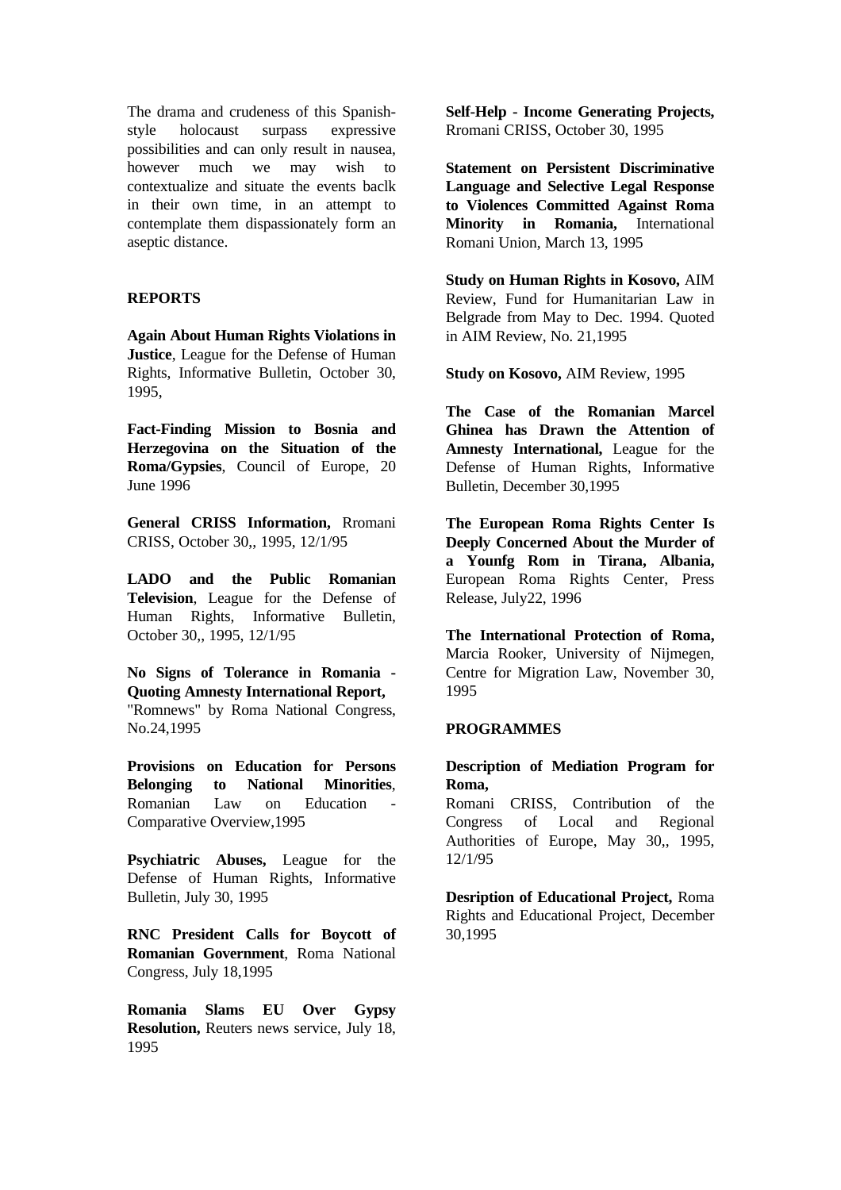The drama and crudeness of this Spanish-style holocaust surpass expressive possibilities and can only result in nausea, however much we may wish to contextualize and situate the events baclk in their own time, in an attempt to contemplate them dispassionately form an aseptic distance.

## REPORTS

**Again About Human Rights Violations in Justice**, League for the Defense of Human Rights, Informative Bulletin, October 30, 1995,

**Fact-Finding Mission to Bosnia and Herzegovina on the Situation of the Roma/Gypsies**, Council of Europe, 20 June 1996

**General CRISS Information,** Rromani CRISS, October 30,, 1995, 12/1/95

**LADO and the Public Romanian Television**, League for the Defense of Human Rights, Informative Bulletin, October 30,, 1995, 12/1/95

**No Signs of Tolerance in Romania - Quoting Amnesty International Report,** "Romnews" by Roma National Congress, No.24,1995

**Provisions on Education for Persons Belonging to National Minorities**, Romanian Law on Education - Comparative Overview,1995

**Psychiatric Abuses,** League for the Defense of Human Rights, Informative Bulletin, July 30, 1995

**RNC President Calls for Boycott of Romanian Government**, Roma National Congress, July 18,1995

**Romania Slams EU Over Gypsy Resolution,** Reuters news service, July 18, 1995

**Self-Help - Income Generating Projects,** Rromani CRISS, October 30, 1995

**Statement on Persistent Discriminative Language and Selective Legal Response to Violences Committed Against Roma Minority in Romania,** International Romani Union, March 13, 1995

**Study on Human Rights in Kosovo,** AIM Review, Fund for Humanitarian Law in Belgrade from May to Dec. 1994. Quoted in AIM Review, No. 21,1995

**Study on Kosovo,** AIM Review, 1995

**The Case of the Romanian Marcel Ghinea has Drawn the Attention of Amnesty International,** League for the Defense of Human Rights, Informative Bulletin, December 30,1995

**The European Roma Rights Center Is Deeply Concerned About the Murder of a Younfg Rom in Tirana, Albania,** European Roma Rights Center, Press Release, July22, 1996

**The International Protection of Roma,** Marcia Rooker, University of Nijmegen, Centre for Migration Law, November 30, 1995

## PROGRAMMES

**Description of Mediation Program for Roma,**
Romani CRISS, Contribution of the Congress of Local and Regional Authorities of Europe, May 30,, 1995, 12/1/95

**Desription of Educational Project,** Roma Rights and Educational Project, December 30,1995